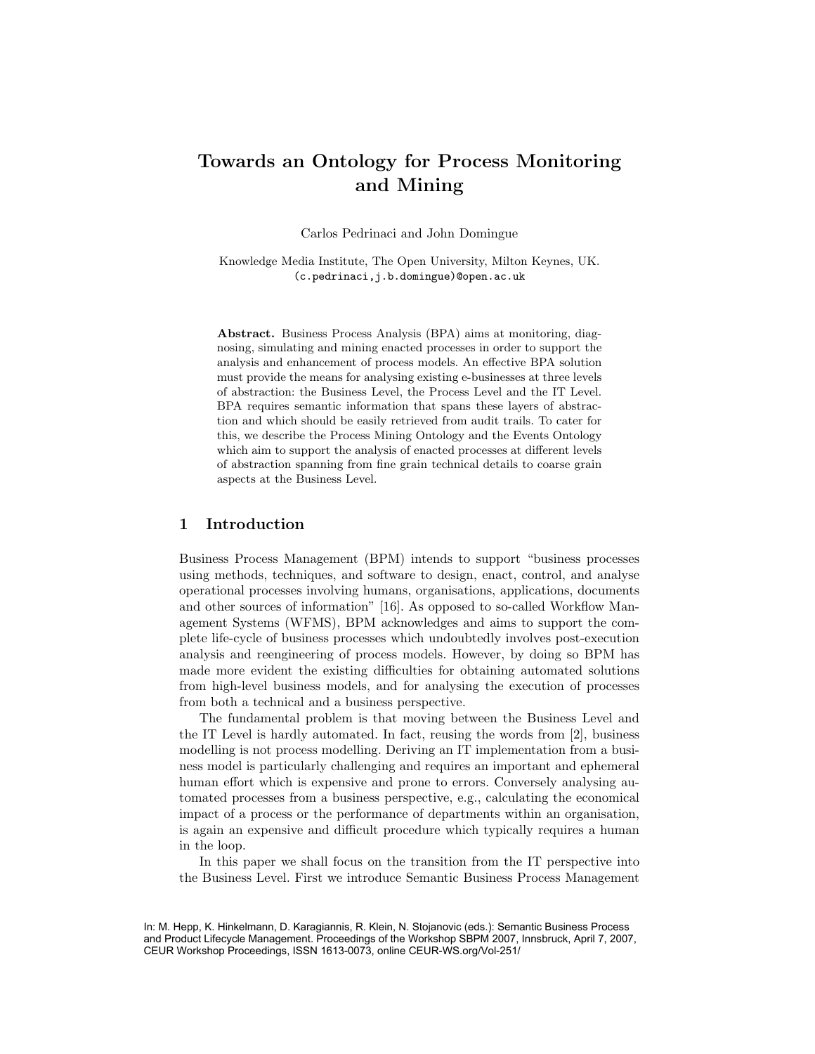# Towards an Ontology for Process Monitoring and Mining

Carlos Pedrinaci and John Domingue

Knowledge Media Institute, The Open University, Milton Keynes, UK.
(c.pedrinaci,j.b.domingue)@open.ac.uk

**Abstract.** Business Process Analysis (BPA) aims at monitoring, diagnosing, simulating and mining enacted processes in order to support the analysis and enhancement of process models. An effective BPA solution must provide the means for analysing existing e-businesses at three levels of abstraction: the Business Level, the Process Level and the IT Level. BPA requires semantic information that spans these layers of abstraction and which should be easily retrieved from audit trails. To cater for this, we describe the Process Mining Ontology and the Events Ontology which aim to support the analysis of enacted processes at different levels of abstraction spanning from fine grain technical details to coarse grain aspects at the Business Level.

## 1 Introduction

Business Process Management (BPM) intends to support "business processes using methods, techniques, and software to design, enact, control, and analyse operational processes involving humans, organisations, applications, documents and other sources of information" [16]. As opposed to so-called Workflow Management Systems (WFMS), BPM acknowledges and aims to support the complete life-cycle of business processes which undoubtedly involves post-execution analysis and reengineering of process models. However, by doing so BPM has made more evident the existing difficulties for obtaining automated solutions from high-level business models, and for analysing the execution of processes from both a technical and a business perspective.

The fundamental problem is that moving between the Business Level and the IT Level is hardly automated. In fact, reusing the words from [2], business modelling is not process modelling. Deriving an IT implementation from a business model is particularly challenging and requires an important and ephemeral human effort which is expensive and prone to errors. Conversely analysing automated processes from a business perspective, e.g., calculating the economical impact of a process or the performance of departments within an organisation, is again an expensive and difficult procedure which typically requires a human in the loop.

In this paper we shall focus on the transition from the IT perspective into the Business Level. First we introduce Semantic Business Process Management

In: M. Hepp, K. Hinkelmann, D. Karagiannis, R. Klein, N. Stojanovic (eds.): Semantic Business Process and Product Lifecycle Management. Proceedings of the Workshop SBPM 2007, Innsbruck, April 7, 2007, CEUR Workshop Proceedings, ISSN 1613-0073, online CEUR-WS.org/Vol-251/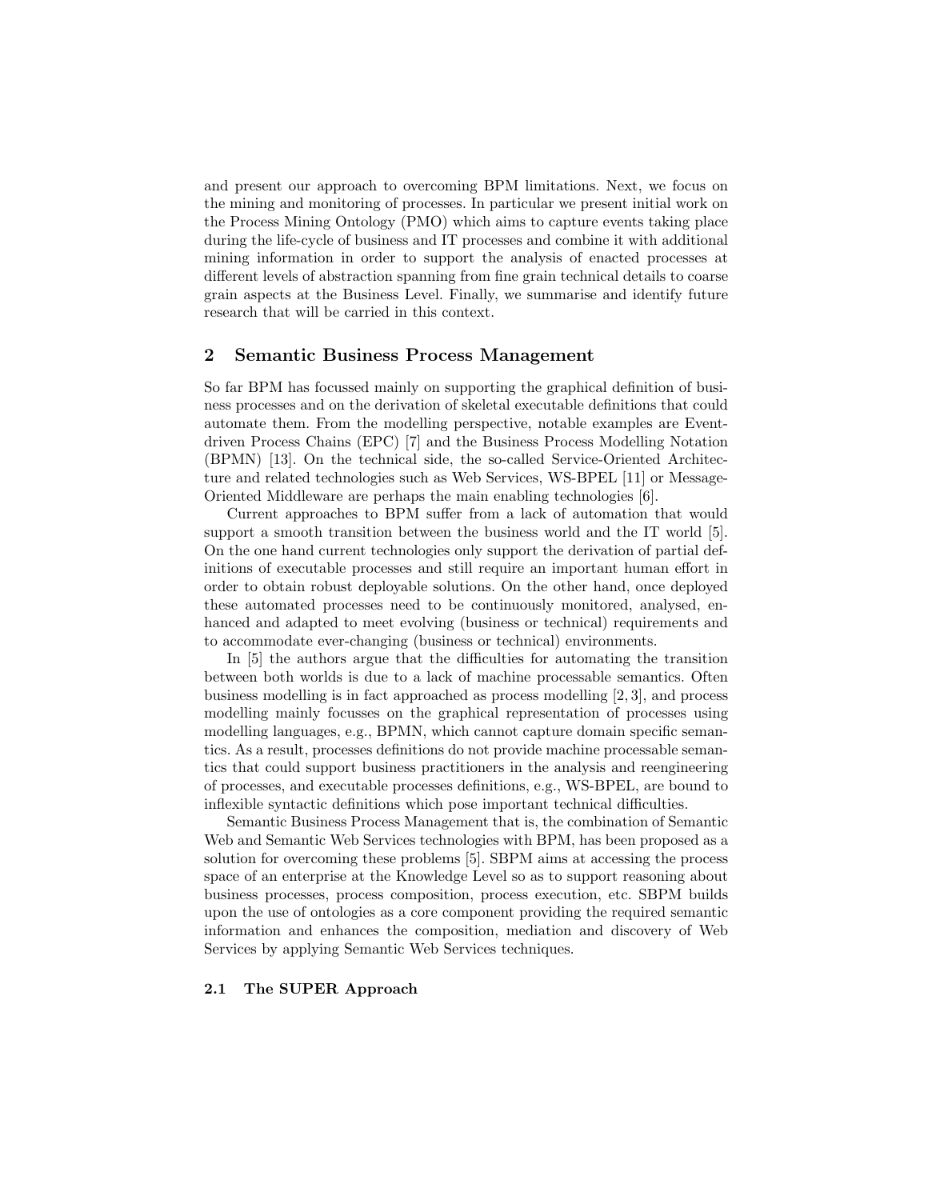and present our approach to overcoming BPM limitations. Next, we focus on the mining and monitoring of processes. In particular we present initial work on the Process Mining Ontology (PMO) which aims to capture events taking place during the life-cycle of business and IT processes and combine it with additional mining information in order to support the analysis of enacted processes at different levels of abstraction spanning from fine grain technical details to coarse grain aspects at the Business Level. Finally, we summarise and identify future research that will be carried in this context.

## 2 Semantic Business Process Management

So far BPM has focussed mainly on supporting the graphical definition of business processes and on the derivation of skeletal executable definitions that could automate them. From the modelling perspective, notable examples are Event-driven Process Chains (EPC) [7] and the Business Process Modelling Notation (BPMN) [13]. On the technical side, the so-called Service-Oriented Architecture and related technologies such as Web Services, WS-BPEL [11] or Message-Oriented Middleware are perhaps the main enabling technologies [6].

Current approaches to BPM suffer from a lack of automation that would support a smooth transition between the business world and the IT world [5]. On the one hand current technologies only support the derivation of partial definitions of executable processes and still require an important human effort in order to obtain robust deployable solutions. On the other hand, once deployed these automated processes need to be continuously monitored, analysed, enhanced and adapted to meet evolving (business or technical) requirements and to accommodate ever-changing (business or technical) environments.

In [5] the authors argue that the difficulties for automating the transition between both worlds is due to a lack of machine processable semantics. Often business modelling is in fact approached as process modelling [2, 3], and process modelling mainly focusses on the graphical representation of processes using modelling languages, e.g., BPMN, which cannot capture domain specific semantics. As a result, processes definitions do not provide machine processable semantics that could support business practitioners in the analysis and reengineering of processes, and executable processes definitions, e.g., WS-BPEL, are bound to inflexible syntactic definitions which pose important technical difficulties.

Semantic Business Process Management that is, the combination of Semantic Web and Semantic Web Services technologies with BPM, has been proposed as a solution for overcoming these problems [5]. SBPM aims at accessing the process space of an enterprise at the Knowledge Level so as to support reasoning about business processes, process composition, process execution, etc. SBPM builds upon the use of ontologies as a core component providing the required semantic information and enhances the composition, mediation and discovery of Web Services by applying Semantic Web Services techniques.

### 2.1 The SUPER Approach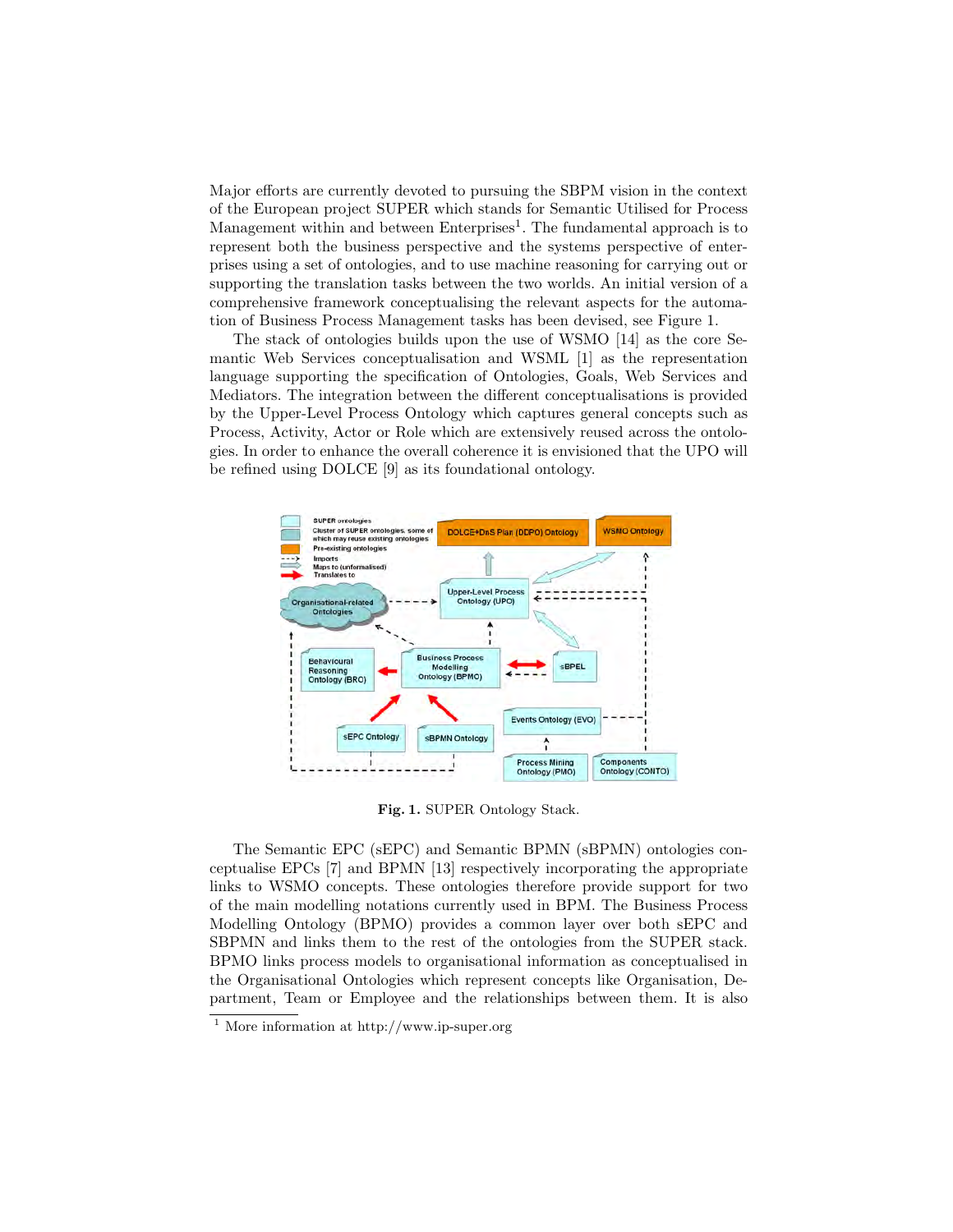Major efforts are currently devoted to pursuing the SBPM vision in the context of the European project SUPER which stands for Semantic Utilised for Process Management within and between Enterprises[1]. The fundamental approach is to represent both the business perspective and the systems perspective of enterprises using a set of ontologies, and to use machine reasoning for carrying out or supporting the translation tasks between the two worlds. An initial version of a comprehensive framework conceptualising the relevant aspects for the automation of Business Process Management tasks has been devised, see Figure 1.

The stack of ontologies builds upon the use of WSMO [14] as the core Semantic Web Services conceptualisation and WSML [1] as the representation language supporting the specification of Ontologies, Goals, Web Services and Mediators. The integration between the different conceptualisations is provided by the Upper-Level Process Ontology which captures general concepts such as Process, Activity, Actor or Role which are extensively reused across the ontologies. In order to enhance the overall coherence it is envisioned that the UPO will be refined using DOLCE [9] as its foundational ontology.

**Fig. 1.** SUPER Ontology Stack.

The Semantic EPC (sEPC) and Semantic BPMN (sBPMN) ontologies conceptualise EPCs [7] and BPMN [13] respectively incorporating the appropriate links to WSMO concepts. These ontologies therefore provide support for two of the main modelling notations currently used in BPM. The Business Process Modelling Ontology (BPMO) provides a common layer over both sEPC and SBPMN and links them to the rest of the ontologies from the SUPER stack. BPMO links process models to organisational information as conceptualised in the Organisational Ontologies which represent concepts like Organisation, Department, Team or Employee and the relationships between them. It is also

[1] More information at http://www.ip-super.org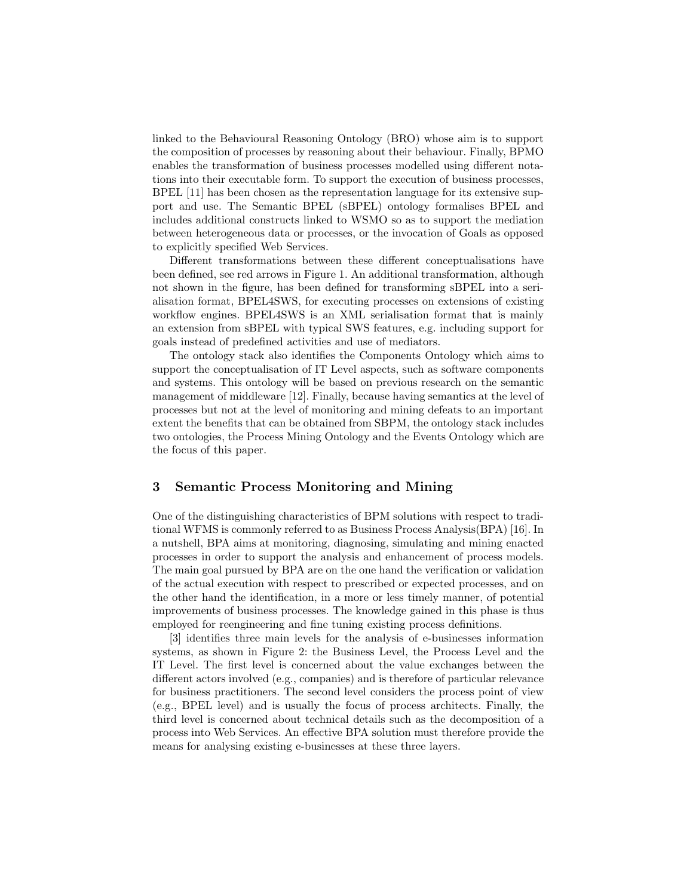linked to the Behavioural Reasoning Ontology (BRO) whose aim is to support the composition of processes by reasoning about their behaviour. Finally, BPMO enables the transformation of business processes modelled using different notations into their executable form. To support the execution of business processes, BPEL [11] has been chosen as the representation language for its extensive support and use. The Semantic BPEL (sBPEL) ontology formalises BPEL and includes additional constructs linked to WSMO so as to support the mediation between heterogeneous data or processes, or the invocation of Goals as opposed to explicitly specified Web Services.

Different transformations between these different conceptualisations have been defined, see red arrows in Figure 1. An additional transformation, although not shown in the figure, has been defined for transforming sBPEL into a serialisation format, BPEL4SWS, for executing processes on extensions of existing workflow engines. BPEL4SWS is an XML serialisation format that is mainly an extension from sBPEL with typical SWS features, e.g. including support for goals instead of predefined activities and use of mediators.

The ontology stack also identifies the Components Ontology which aims to support the conceptualisation of IT Level aspects, such as software components and systems. This ontology will be based on previous research on the semantic management of middleware [12]. Finally, because having semantics at the level of processes but not at the level of monitoring and mining defeats to an important extent the benefits that can be obtained from SBPM, the ontology stack includes two ontologies, the Process Mining Ontology and the Events Ontology which are the focus of this paper.

## 3 Semantic Process Monitoring and Mining

One of the distinguishing characteristics of BPM solutions with respect to traditional WFMS is commonly referred to as Business Process Analysis(BPA) [16]. In a nutshell, BPA aims at monitoring, diagnosing, simulating and mining enacted processes in order to support the analysis and enhancement of process models. The main goal pursued by BPA are on the one hand the verification or validation of the actual execution with respect to prescribed or expected processes, and on the other hand the identification, in a more or less timely manner, of potential improvements of business processes. The knowledge gained in this phase is thus employed for reengineering and fine tuning existing process definitions.

[3] identifies three main levels for the analysis of e-businesses information systems, as shown in Figure 2: the Business Level, the Process Level and the IT Level. The first level is concerned about the value exchanges between the different actors involved (e.g., companies) and is therefore of particular relevance for business practitioners. The second level considers the process point of view (e.g., BPEL level) and is usually the focus of process architects. Finally, the third level is concerned about technical details such as the decomposition of a process into Web Services. An effective BPA solution must therefore provide the means for analysing existing e-businesses at these three layers.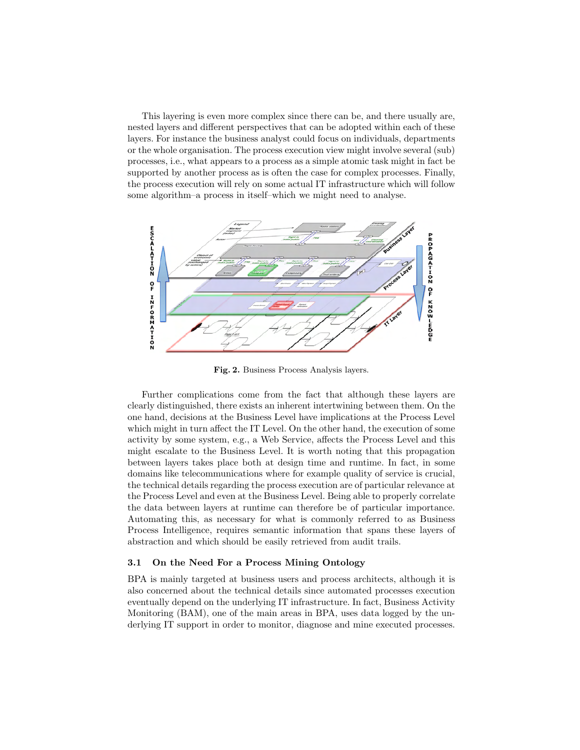This layering is even more complex since there can be, and there usually are, nested layers and different perspectives that can be adopted within each of these layers. For instance the business analyst could focus on individuals, departments or the whole organisation. The process execution view might involve several (sub) processes, i.e., what appears to a process as a simple atomic task might in fact be supported by another process as is often the case for complex processes. Finally, the process execution will rely on some actual IT infrastructure which will follow some algorithm–a process in itself–which we might need to analyse.

**Fig. 2.** Business Process Analysis layers.

Further complications come from the fact that although these layers are clearly distinguished, there exists an inherent intertwining between them. On the one hand, decisions at the Business Level have implications at the Process Level which might in turn affect the IT Level. On the other hand, the execution of some activity by some system, e.g., a Web Service, affects the Process Level and this might escalate to the Business Level. It is worth noting that this propagation between layers takes place both at design time and runtime. In fact, in some domains like telecommunications where for example quality of service is crucial, the technical details regarding the process execution are of particular relevance at the Process Level and even at the Business Level. Being able to properly correlate the data between layers at runtime can therefore be of particular importance. Automating this, as necessary for what is commonly referred to as Business Process Intelligence, requires semantic information that spans these layers of abstraction and which should be easily retrieved from audit trails.

### 3.1 On the Need For a Process Mining Ontology

BPA is mainly targeted at business users and process architects, although it is also concerned about the technical details since automated processes execution eventually depend on the underlying IT infrastructure. In fact, Business Activity Monitoring (BAM), one of the main areas in BPA, uses data logged by the underlying IT support in order to monitor, diagnose and mine executed processes.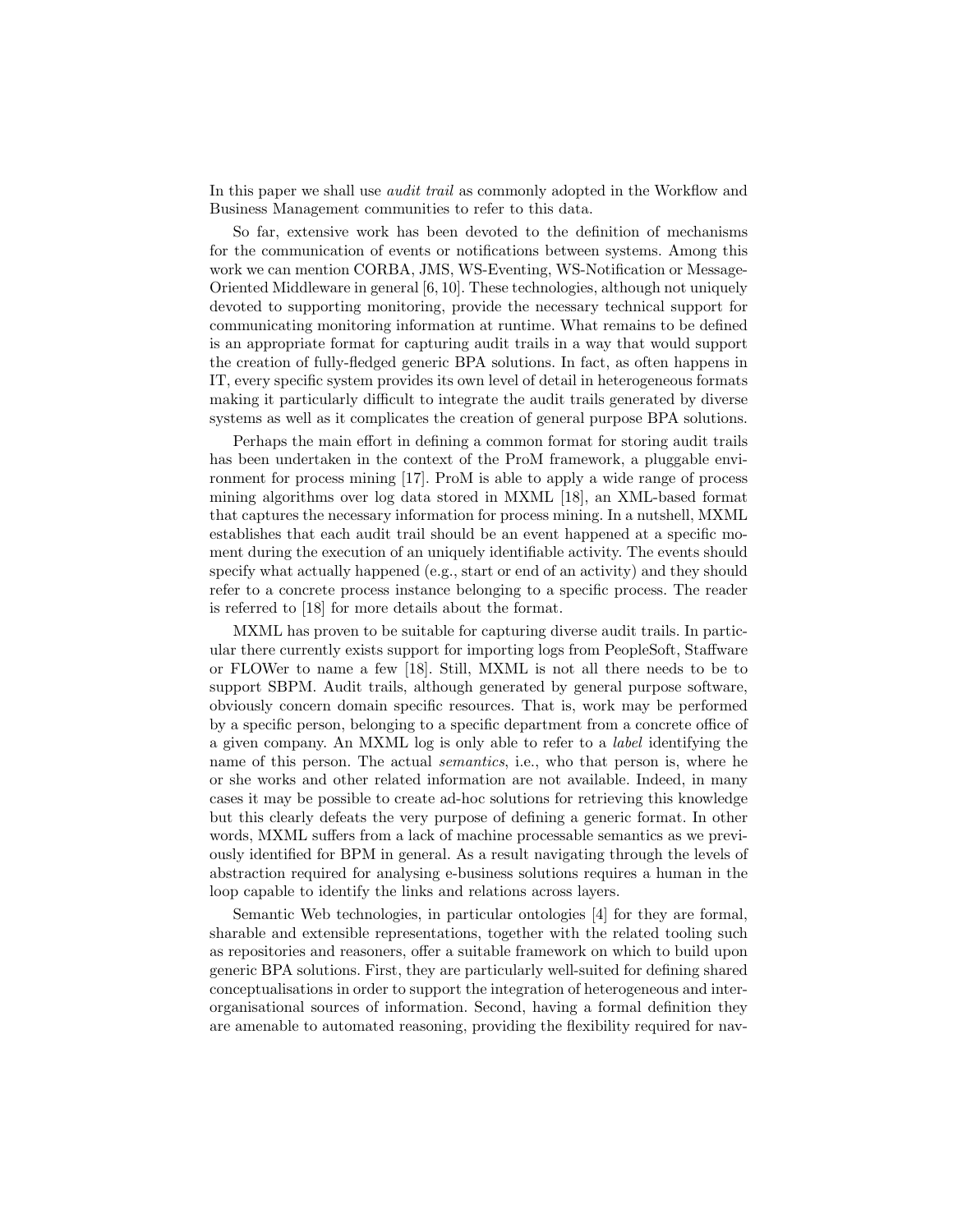In this paper we shall use *audit trail* as commonly adopted in the Workflow and Business Management communities to refer to this data.

So far, extensive work has been devoted to the definition of mechanisms for the communication of events or notifications between systems. Among this work we can mention CORBA, JMS, WS-Eventing, WS-Notification or Message-Oriented Middleware in general [6, 10]. These technologies, although not uniquely devoted to supporting monitoring, provide the necessary technical support for communicating monitoring information at runtime. What remains to be defined is an appropriate format for capturing audit trails in a way that would support the creation of fully-fledged generic BPA solutions. In fact, as often happens in IT, every specific system provides its own level of detail in heterogeneous formats making it particularly difficult to integrate the audit trails generated by diverse systems as well as it complicates the creation of general purpose BPA solutions.

Perhaps the main effort in defining a common format for storing audit trails has been undertaken in the context of the ProM framework, a pluggable environment for process mining [17]. ProM is able to apply a wide range of process mining algorithms over log data stored in MXML [18], an XML-based format that captures the necessary information for process mining. In a nutshell, MXML establishes that each audit trail should be an event happened at a specific moment during the execution of an uniquely identifiable activity. The events should specify what actually happened (e.g., start or end of an activity) and they should refer to a concrete process instance belonging to a specific process. The reader is referred to [18] for more details about the format.

MXML has proven to be suitable for capturing diverse audit trails. In particular there currently exists support for importing logs from PeopleSoft, Staffware or FLOWer to name a few [18]. Still, MXML is not all there needs to be to support SBPM. Audit trails, although generated by general purpose software, obviously concern domain specific resources. That is, work may be performed by a specific person, belonging to a specific department from a concrete office of a given company. An MXML log is only able to refer to a *label* identifying the name of this person. The actual *semantics*, i.e., who that person is, where he or she works and other related information are not available. Indeed, in many cases it may be possible to create ad-hoc solutions for retrieving this knowledge but this clearly defeats the very purpose of defining a generic format. In other words, MXML suffers from a lack of machine processable semantics as we previously identified for BPM in general. As a result navigating through the levels of abstraction required for analysing e-business solutions requires a human in the loop capable to identify the links and relations across layers.

Semantic Web technologies, in particular ontologies [4] for they are formal, sharable and extensible representations, together with the related tooling such as repositories and reasoners, offer a suitable framework on which to build upon generic BPA solutions. First, they are particularly well-suited for defining shared conceptualisations in order to support the integration of heterogeneous and inter-organisational sources of information. Second, having a formal definition they are amenable to automated reasoning, providing the flexibility required for nav-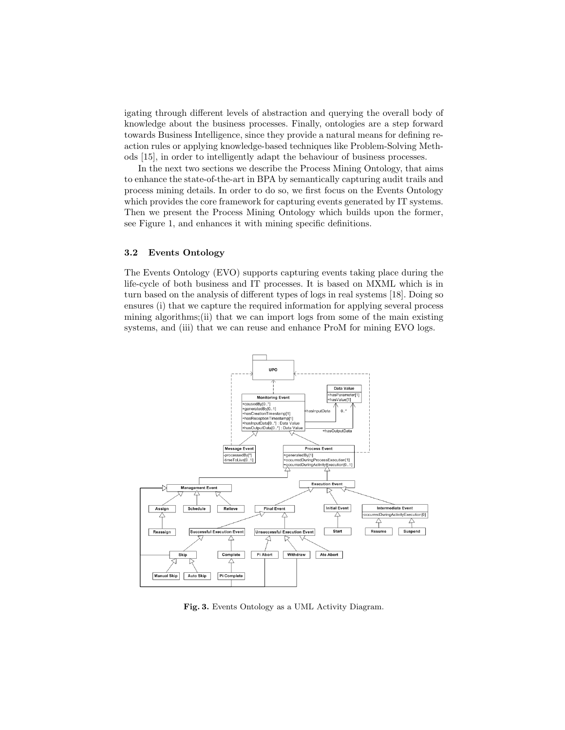igating through different levels of abstraction and querying the overall body of knowledge about the business processes. Finally, ontologies are a step forward towards Business Intelligence, since they provide a natural means for defining reaction rules or applying knowledge-based techniques like Problem-Solving Methods [15], in order to intelligently adapt the behaviour of business processes.

In the next two sections we describe the Process Mining Ontology, that aims to enhance the state-of-the-art in BPA by semantically capturing audit trails and process mining details. In order to do so, we first focus on the Events Ontology which provides the core framework for capturing events generated by IT systems. Then we present the Process Mining Ontology which builds upon the former, see Figure 1, and enhances it with mining specific definitions.

### 3.2 Events Ontology

The Events Ontology (EVO) supports capturing events taking place during the life-cycle of both business and IT processes. It is based on MXML which is in turn based on the analysis of different types of logs in real systems [18]. Doing so ensures (i) that we capture the required information for applying several process mining algorithms;(ii) that we can import logs from some of the main existing systems, and (iii) that we can reuse and enhance ProM for mining EVO logs.

**Fig. 3.** Events Ontology as a UML Activity Diagram.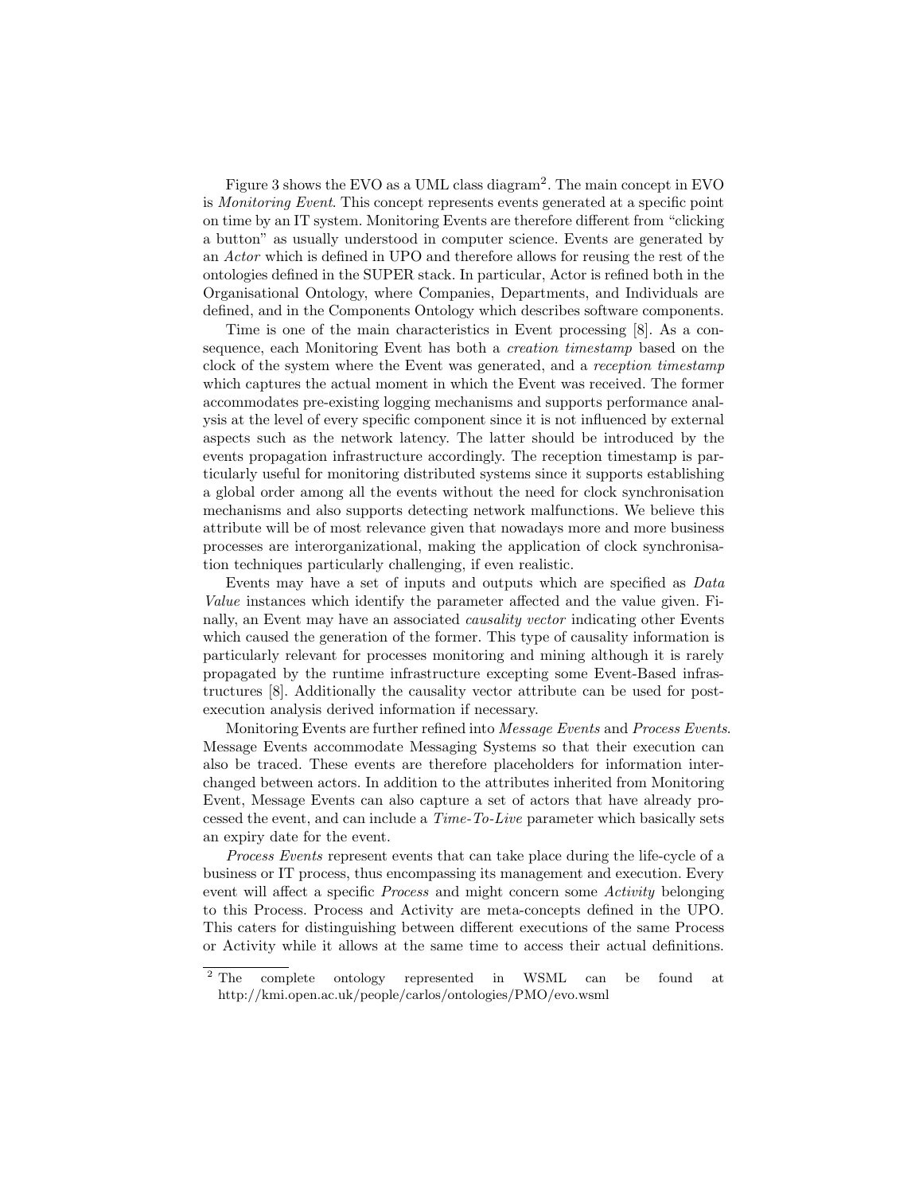Figure 3 shows the EVO as a UML class diagram[2]. The main concept in EVO is *Monitoring Event*. This concept represents events generated at a specific point on time by an IT system. Monitoring Events are therefore different from "clicking a button" as usually understood in computer science. Events are generated by an *Actor* which is defined in UPO and therefore allows for reusing the rest of the ontologies defined in the SUPER stack. In particular, Actor is refined both in the Organisational Ontology, where Companies, Departments, and Individuals are defined, and in the Components Ontology which describes software components.

Time is one of the main characteristics in Event processing [8]. As a consequence, each Monitoring Event has both a *creation timestamp* based on the clock of the system where the Event was generated, and a *reception timestamp* which captures the actual moment in which the Event was received. The former accommodates pre-existing logging mechanisms and supports performance analysis at the level of every specific component since it is not influenced by external aspects such as the network latency. The latter should be introduced by the events propagation infrastructure accordingly. The reception timestamp is particularly useful for monitoring distributed systems since it supports establishing a global order among all the events without the need for clock synchronisation mechanisms and also supports detecting network malfunctions. We believe this attribute will be of most relevance given that nowadays more and more business processes are interorganizational, making the application of clock synchronisation techniques particularly challenging, if even realistic.

Events may have a set of inputs and outputs which are specified as *Data Value* instances which identify the parameter affected and the value given. Finally, an Event may have an associated *causality vector* indicating other Events which caused the generation of the former. This type of causality information is particularly relevant for processes monitoring and mining although it is rarely propagated by the runtime infrastructure excepting some Event-Based infrastructures [8]. Additionally the causality vector attribute can be used for post-execution analysis derived information if necessary.

Monitoring Events are further refined into *Message Events* and *Process Events*. Message Events accommodate Messaging Systems so that their execution can also be traced. These events are therefore placeholders for information interchanged between actors. In addition to the attributes inherited from Monitoring Event, Message Events can also capture a set of actors that have already processed the event, and can include a *Time-To-Live* parameter which basically sets an expiry date for the event.

*Process Events* represent events that can take place during the life-cycle of a business or IT process, thus encompassing its management and execution. Every event will affect a specific *Process* and might concern some *Activity* belonging to this Process. Process and Activity are meta-concepts defined in the UPO. This caters for distinguishing between different executions of the same Process or Activity while it allows at the same time to access their actual definitions.

[2] The complete ontology represented in WSML can be found at http://kmi.open.ac.uk/people/carlos/ontologies/PMO/evo.wsml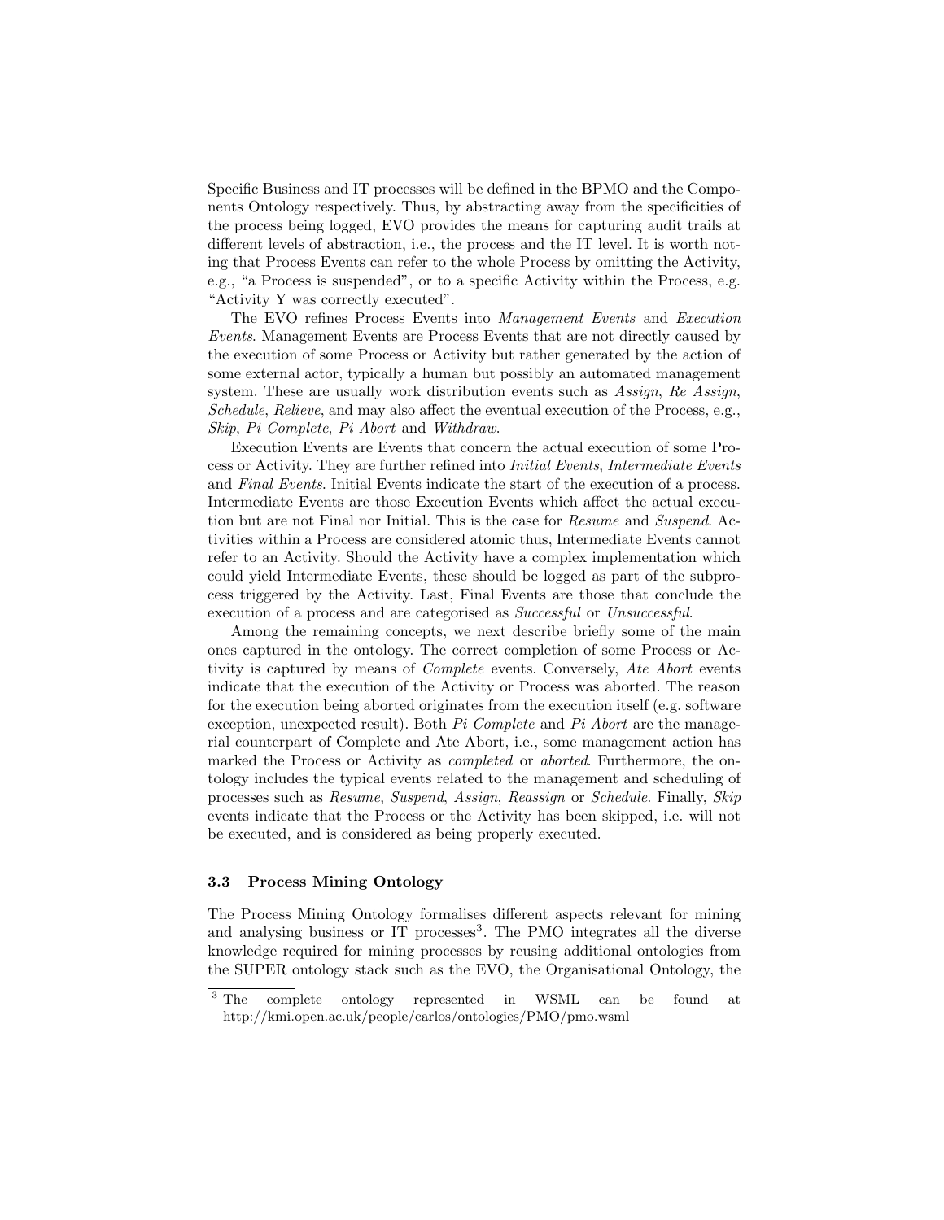Specific Business and IT processes will be defined in the BPMO and the Components Ontology respectively. Thus, by abstracting away from the specificities of the process being logged, EVO provides the means for capturing audit trails at different levels of abstraction, i.e., the process and the IT level. It is worth noting that Process Events can refer to the whole Process by omitting the Activity, e.g., "a Process is suspended", or to a specific Activity within the Process, e.g. "Activity Y was correctly executed".

The EVO refines Process Events into *Management Events* and *Execution Events*. Management Events are Process Events that are not directly caused by the execution of some Process or Activity but rather generated by the action of some external actor, typically a human but possibly an automated management system. These are usually work distribution events such as *Assign*, *Re Assign*, *Schedule*, *Relieve*, and may also affect the eventual execution of the Process, e.g., *Skip*, *Pi Complete*, *Pi Abort* and *Withdraw*.

Execution Events are Events that concern the actual execution of some Process or Activity. They are further refined into *Initial Events*, *Intermediate Events* and *Final Events*. Initial Events indicate the start of the execution of a process. Intermediate Events are those Execution Events which affect the actual execution but are not Final nor Initial. This is the case for *Resume* and *Suspend*. Activities within a Process are considered atomic thus, Intermediate Events cannot refer to an Activity. Should the Activity have a complex implementation which could yield Intermediate Events, these should be logged as part of the subprocess triggered by the Activity. Last, Final Events are those that conclude the execution of a process and are categorised as *Successful* or *Unsuccessful*.

Among the remaining concepts, we next describe briefly some of the main ones captured in the ontology. The correct completion of some Process or Activity is captured by means of *Complete* events. Conversely, *Ate Abort* events indicate that the execution of the Activity or Process was aborted. The reason for the execution being aborted originates from the execution itself (e.g. software exception, unexpected result). Both *Pi Complete* and *Pi Abort* are the managerial counterpart of Complete and Ate Abort, i.e., some management action has marked the Process or Activity as *completed* or *aborted*. Furthermore, the ontology includes the typical events related to the management and scheduling of processes such as *Resume*, *Suspend*, *Assign*, *Reassign* or *Schedule*. Finally, *Skip* events indicate that the Process or the Activity has been skipped, i.e. will not be executed, and is considered as being properly executed.

### 3.3 Process Mining Ontology

The Process Mining Ontology formalises different aspects relevant for mining and analysing business or IT processes[3]. The PMO integrates all the diverse knowledge required for mining processes by reusing additional ontologies from the SUPER ontology stack such as the EVO, the Organisational Ontology, the

[3] The complete ontology represented in WSML can be found at http://kmi.open.ac.uk/people/carlos/ontologies/PMO/pmo.wsml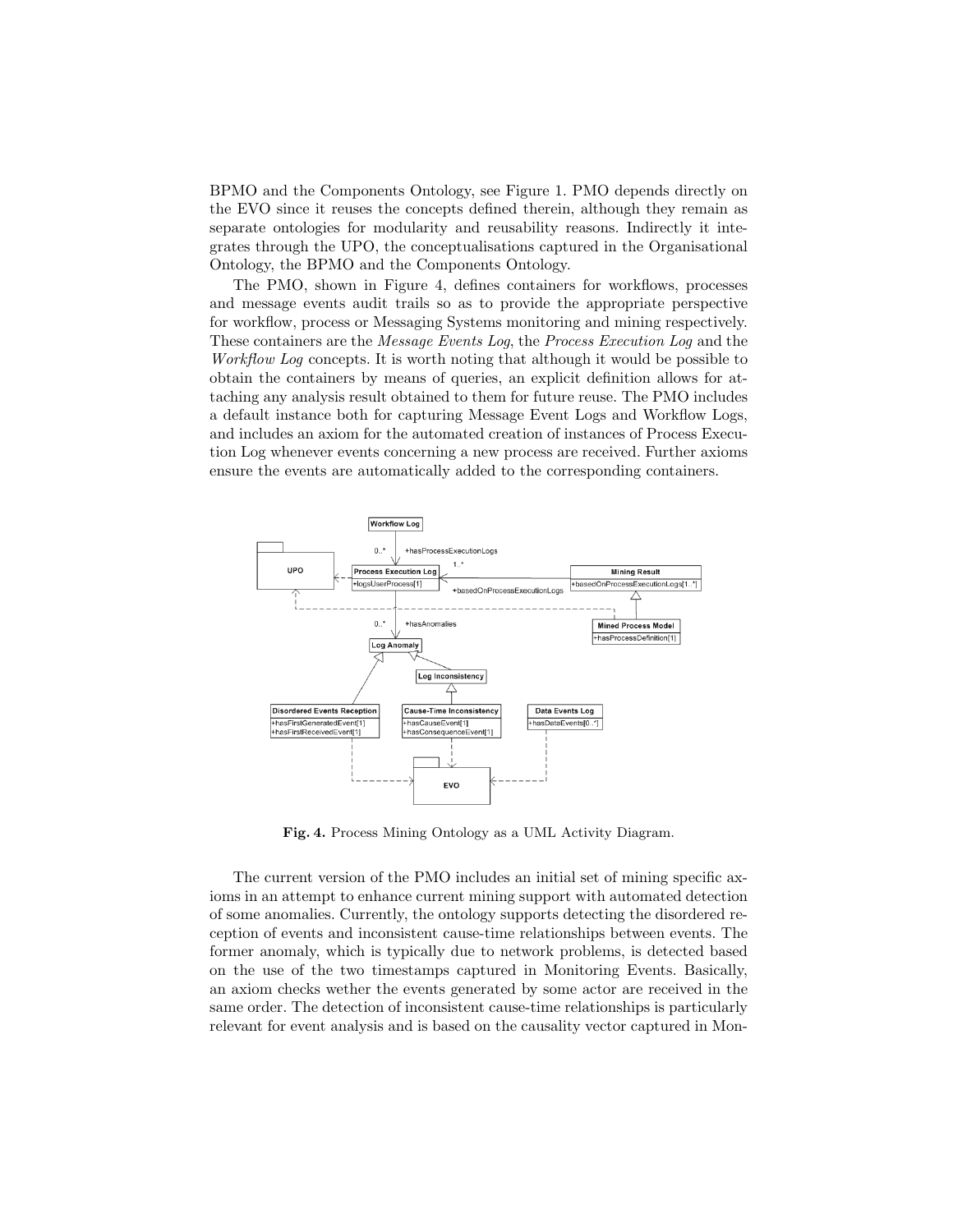BPMO and the Components Ontology, see Figure 1. PMO depends directly on the EVO since it reuses the concepts defined therein, although they remain as separate ontologies for modularity and reusability reasons. Indirectly it integrates through the UPO, the conceptualisations captured in the Organisational Ontology, the BPMO and the Components Ontology.

The PMO, shown in Figure 4, defines containers for workflows, processes and message events audit trails so as to provide the appropriate perspective for workflow, process or Messaging Systems monitoring and mining respectively. These containers are the *Message Events Log*, the *Process Execution Log* and the *Workflow Log* concepts. It is worth noting that although it would be possible to obtain the containers by means of queries, an explicit definition allows for attaching any analysis result obtained to them for future reuse. The PMO includes a default instance both for capturing Message Event Logs and Workflow Logs, and includes an axiom for the automated creation of instances of Process Execution Log whenever events concerning a new process are received. Further axioms ensure the events are automatically added to the corresponding containers.

**Fig. 4.** Process Mining Ontology as a UML Activity Diagram.

The current version of the PMO includes an initial set of mining specific axioms in an attempt to enhance current mining support with automated detection of some anomalies. Currently, the ontology supports detecting the disordered reception of events and inconsistent cause-time relationships between events. The former anomaly, which is typically due to network problems, is detected based on the use of the two timestamps captured in Monitoring Events. Basically, an axiom checks wether the events generated by some actor are received in the same order. The detection of inconsistent cause-time relationships is particularly relevant for event analysis and is based on the causality vector captured in Mon-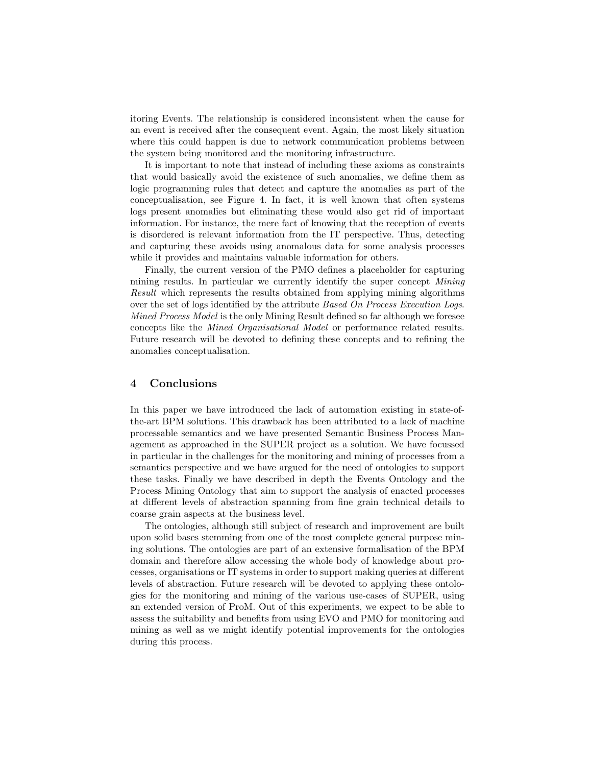itoring Events. The relationship is considered inconsistent when the cause for an event is received after the consequent event. Again, the most likely situation where this could happen is due to network communication problems between the system being monitored and the monitoring infrastructure.

It is important to note that instead of including these axioms as constraints that would basically avoid the existence of such anomalies, we define them as logic programming rules that detect and capture the anomalies as part of the conceptualisation, see Figure 4. In fact, it is well known that often systems logs present anomalies but eliminating these would also get rid of important information. For instance, the mere fact of knowing that the reception of events is disordered is relevant information from the IT perspective. Thus, detecting and capturing these avoids using anomalous data for some analysis processes while it provides and maintains valuable information for others.

Finally, the current version of the PMO defines a placeholder for capturing mining results. In particular we currently identify the super concept *Mining Result* which represents the results obtained from applying mining algorithms over the set of logs identified by the attribute *Based On Process Execution Logs*. *Mined Process Model* is the only Mining Result defined so far although we foresee concepts like the *Mined Organisational Model* or performance related results. Future research will be devoted to defining these concepts and to refining the anomalies conceptualisation.

## 4 Conclusions

In this paper we have introduced the lack of automation existing in state-of-the-art BPM solutions. This drawback has been attributed to a lack of machine processable semantics and we have presented Semantic Business Process Management as approached in the SUPER project as a solution. We have focussed in particular in the challenges for the monitoring and mining of processes from a semantics perspective and we have argued for the need of ontologies to support these tasks. Finally we have described in depth the Events Ontology and the Process Mining Ontology that aim to support the analysis of enacted processes at different levels of abstraction spanning from fine grain technical details to coarse grain aspects at the business level.

The ontologies, although still subject of research and improvement are built upon solid bases stemming from one of the most complete general purpose mining solutions. The ontologies are part of an extensive formalisation of the BPM domain and therefore allow accessing the whole body of knowledge about processes, organisations or IT systems in order to support making queries at different levels of abstraction. Future research will be devoted to applying these ontologies for the monitoring and mining of the various use-cases of SUPER, using an extended version of ProM. Out of this experiments, we expect to be able to assess the suitability and benefits from using EVO and PMO for monitoring and mining as well as we might identify potential improvements for the ontologies during this process.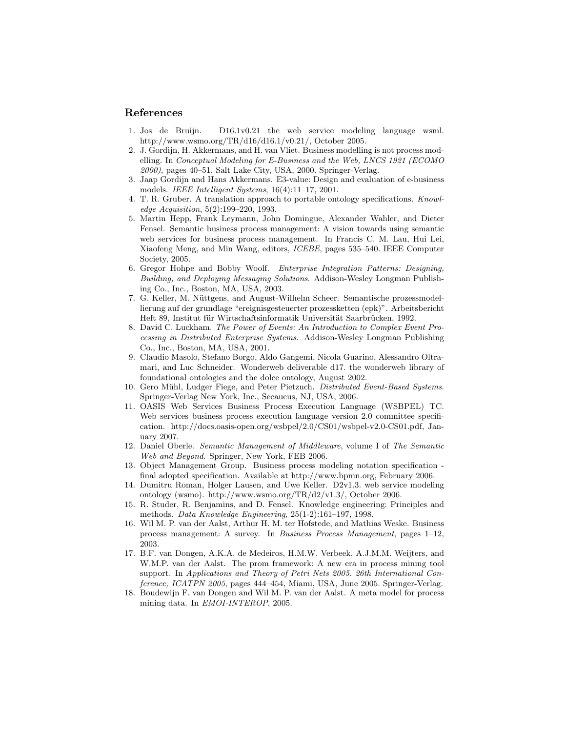## References

1. Jos de Bruijn. D16.1v0.21 the web service modeling language wsml. http://www.wsmo.org/TR/d16/d16.1/v0.21/, October 2005.
2. J. Gordijn, H. Akkermans, and H. van Vliet. Business modelling is not process modelling. In *Conceptual Modeling for E-Business and the Web, LNCS 1921 (ECOMO 2000)*, pages 40–51, Salt Lake City, USA, 2000. Springer-Verlag.
3. Jaap Gordijn and Hans Akkermans. E3-value: Design and evaluation of e-business models. *IEEE Intelligent Systems*, 16(4):11–17, 2001.
4. T. R. Gruber. A translation approach to portable ontology specifications. *Knowledge Acquisition*, 5(2):199–220, 1993.
5. Martin Hepp, Frank Leymann, John Domingue, Alexander Wahler, and Dieter Fensel. Semantic business process management: A vision towards using semantic web services for business process management. In Francis C. M. Lau, Hui Lei, Xiaofeng Meng, and Min Wang, editors, *ICEBE*, pages 535–540. IEEE Computer Society, 2005.
6. Gregor Hohpe and Bobby Woolf. *Enterprise Integration Patterns: Designing, Building, and Deploying Messaging Solutions*. Addison-Wesley Longman Publishing Co., Inc., Boston, MA, USA, 2003.
7. G. Keller, M. Nüttgens, and August-Wilhelm Scheer. Semantische prozessmodellierung auf der grundlage "ereignisgesteuerter prozessketten (epk)". Arbeitsbericht Heft 89, Institut für Wirtschaftsinformatik Universität Saarbrücken, 1992.
8. David C. Luckham. *The Power of Events: An Introduction to Complex Event Processing in Distributed Enterprise Systems*. Addison-Wesley Longman Publishing Co., Inc., Boston, MA, USA, 2001.
9. Claudio Masolo, Stefano Borgo, Aldo Gangemi, Nicola Guarino, Alessandro Oltramari, and Luc Schneider. Wonderweb deliverable d17. the wonderweb library of foundational ontologies and the dolce ontology, August 2002.
10. Gero Mühl, Ludger Fiege, and Peter Pietzuch. *Distributed Event-Based Systems*. Springer-Verlag New York, Inc., Secaucus, NJ, USA, 2006.
11. OASIS Web Services Business Process Execution Language (WSBPEL) TC. Web services business process execution language version 2.0 committee specification. http://docs.oasis-open.org/wsbpel/2.0/CS01/wsbpel-v2.0-CS01.pdf, January 2007.
12. Daniel Oberle. *Semantic Management of Middleware*, volume I of *The Semantic Web and Beyond*. Springer, New York, FEB 2006.
13. Object Management Group. Business process modeling notation specification - final adopted specification. Available at http://www.bpmn.org, February 2006.
14. Dumitru Roman, Holger Lausen, and Uwe Keller. D2v1.3. web service modeling ontology (wsmo). http://www.wsmo.org/TR/d2/v1.3/, October 2006.
15. R. Studer, R. Benjamins, and D. Fensel. Knowledge engineering: Principles and methods. *Data Knowledge Engineering*, 25(1-2):161–197, 1998.
16. Wil M. P. van der Aalst, Arthur H. M. ter Hofstede, and Mathias Weske. Business process management: A survey. In *Business Process Management*, pages 1–12, 2003.
17. B.F. van Dongen, A.K.A. de Medeiros, H.M.W. Verbeek, A.J.M.M. Weijters, and W.M.P. van der Aalst. The prom framework: A new era in process mining tool support. In *Applications and Theory of Petri Nets 2005. 26th International Conference, ICATPN 2005*, pages 444–454, Miami, USA, June 2005. Springer-Verlag.
18. Boudewijn F. van Dongen and Wil M. P. van der Aalst. A meta model for process mining data. In *EMOI-INTEROP*, 2005.